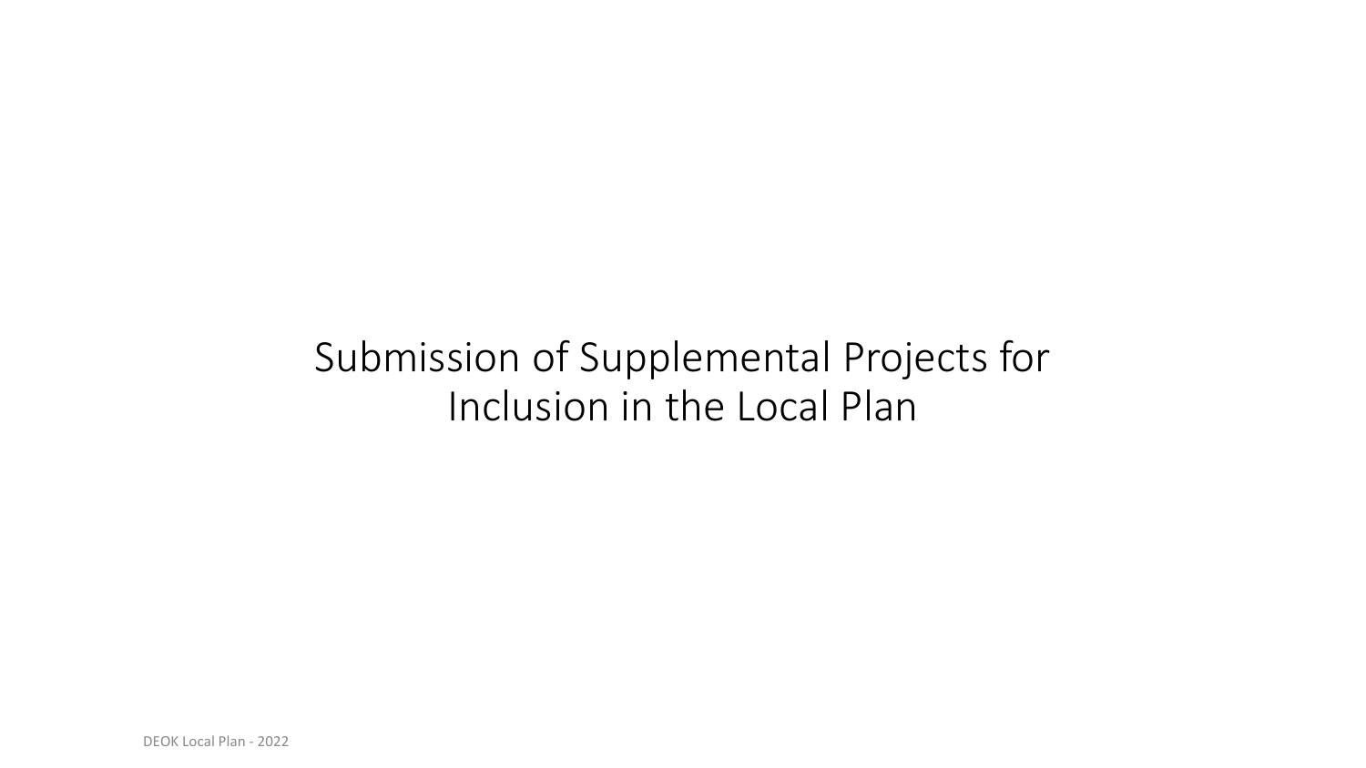# Submission of Supplemental Projects for Inclusion in the Local Plan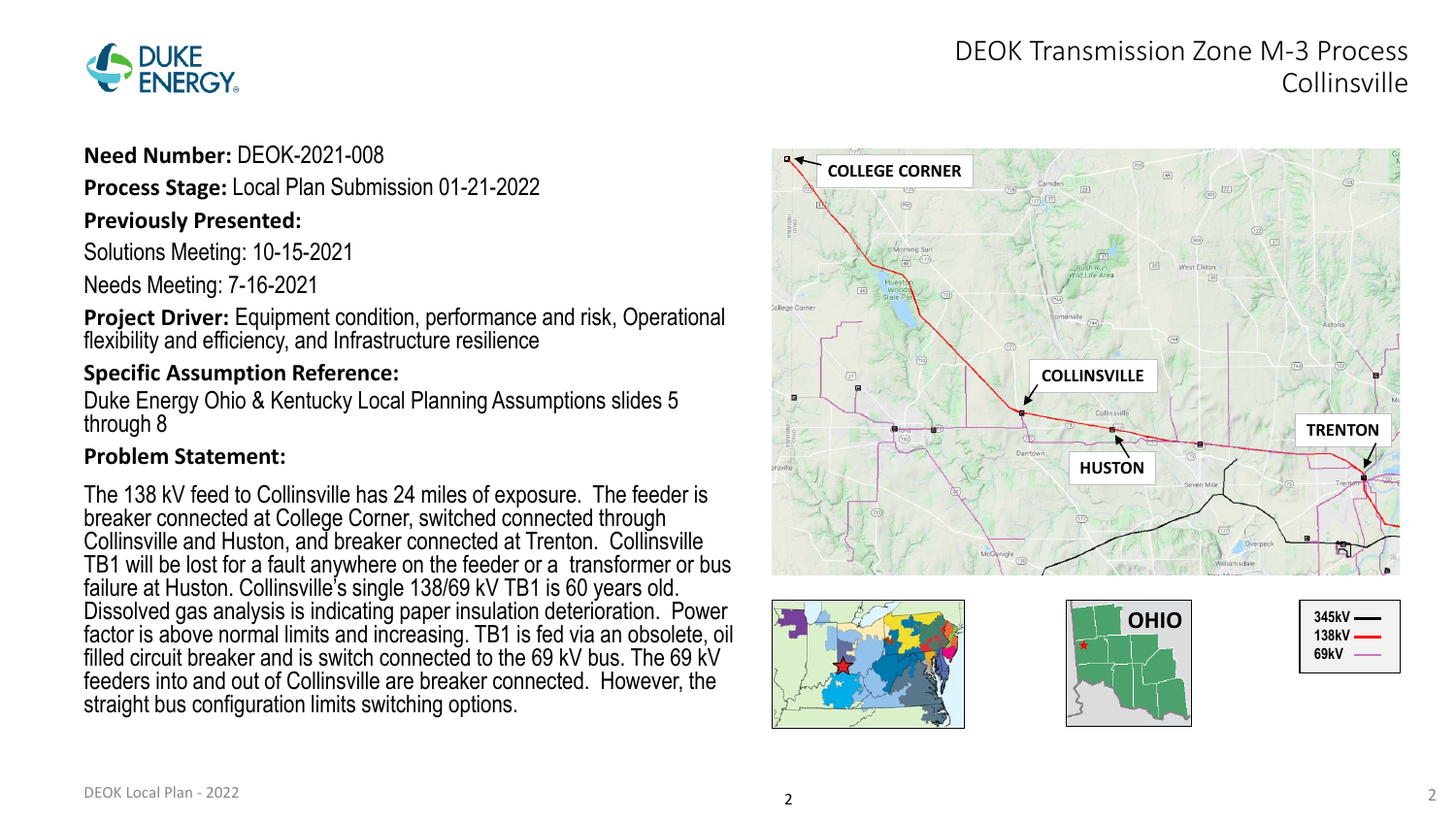# DEOK Transmission Zone M-3 Process Collinsville

**Need Number:** DEOK-2021-008

**Process Stage:** Local Plan Submission 01-21-2022

**Previously Presented:**

Solutions Meeting: 10-15-2021

Needs Meeting: 7-16-2021

**Project Driver:** Equipment condition, performance and risk, Operational flexibility and efficiency, and Infrastructure resilience

**Specific Assumption Reference:**

Duke Energy Ohio & Kentucky Local Planning Assumptions slides 5 through 8

**Problem Statement:**

The 138 kV feed to Collinsville has 24 miles of exposure. The feeder is breaker connected at College Corner, switched connected through Collinsville and Huston, and breaker connected at Trenton. Collinsville TB1 will be lost for a fault anywhere on the feeder or a transformer or bus failure at Huston. Collinsville's single 138/69 kV TB1 is 60 years old. Dissolved gas analysis is indicating paper insulation deterioration. Power factor is above normal limits and increasing. TB1 is fed via an obsolete, oil filled circuit breaker and is switch connected to the 69 kV bus. The 69 kV feeders into and out of Collinsville are breaker connected. However, the straight bus configuration limits switching options.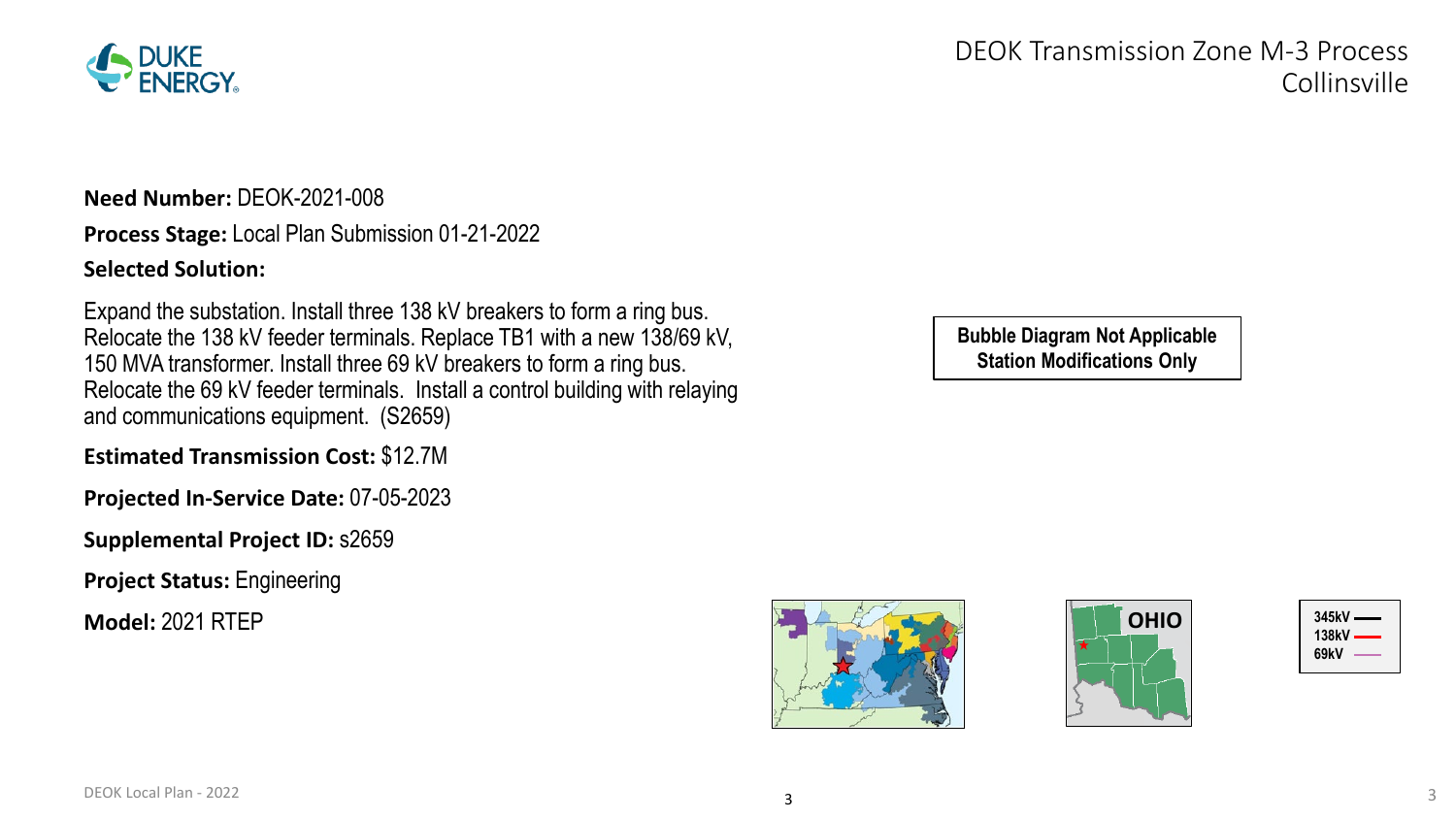# DEOK Transmission Zone M-3 Process
## Collinsville

**Need Number:** DEOK-2021-008

**Process Stage:** Local Plan Submission 01-21-2022

**Selected Solution:**

Expand the substation. Install three 138 kV breakers to form a ring bus. Relocate the 138 kV feeder terminals. Replace TB1 with a new 138/69 kV, 150 MVA transformer. Install three 69 kV breakers to form a ring bus. Relocate the 69 kV feeder terminals. Install a control building with relaying and communications equipment. (S2659)

**Estimated Transmission Cost:** $12.7M

**Projected In-Service Date:** 07-05-2023

**Supplemental Project ID:** s2659

**Project Status:** Engineering

**Model:** 2021 RTEP

**Bubble Diagram Not Applicable**
**Station Modifications Only**

OHIO

345kV
138kV
69kV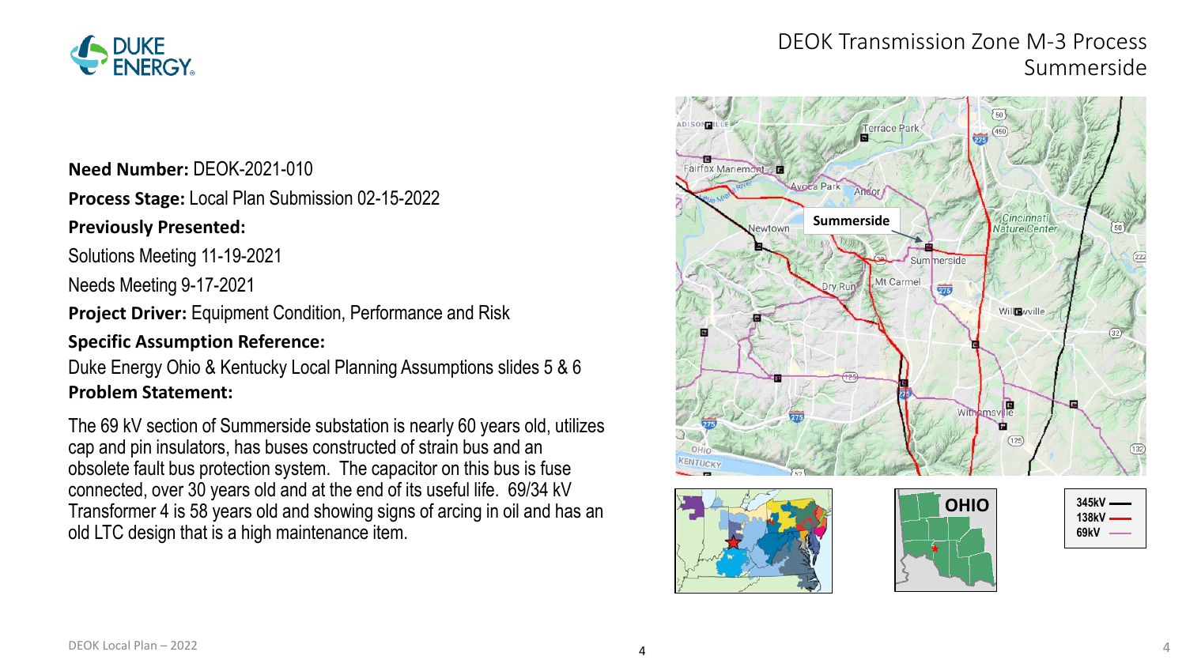# DEOK Transmission Zone M-3 Process Summerside

**Need Number:** DEOK-2021-010

**Process Stage:** Local Plan Submission 02-15-2022

**Previously Presented:**

Solutions Meeting 11-19-2021

Needs Meeting 9-17-2021

**Project Driver:** Equipment Condition, Performance and Risk

**Specific Assumption Reference:**

Duke Energy Ohio & Kentucky Local Planning Assumptions slides 5 & 6

**Problem Statement:**

The 69 kV section of Summerside substation is nearly 60 years old, utilizes cap and pin insulators, has buses constructed of strain bus and an obsolete fault bus protection system. The capacitor on this bus is fuse connected, over 30 years old and at the end of its useful life. 69/34 kV Transformer 4 is 58 years old and showing signs of arcing in oil and has an old LTC design that is a high maintenance item.

| Voltage | Line |
| --- | --- |
| 345kV | Black |
| 138kV | Red |
| 69kV | Purple |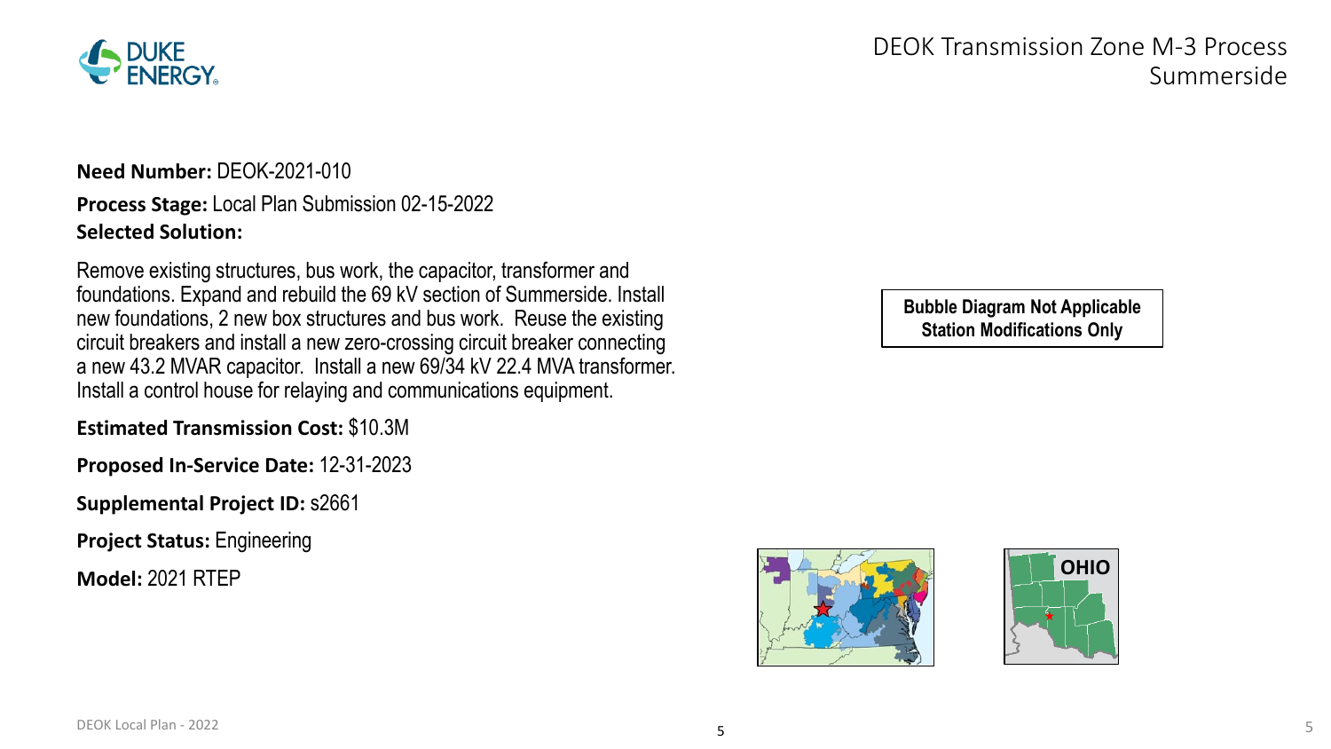# DEOK Transmission Zone M-3 Process Summerside

**Need Number:** DEOK-2021-010

**Process Stage:** Local Plan Submission 02-15-2022

**Selected Solution:**

Remove existing structures, bus work, the capacitor, transformer and foundations. Expand and rebuild the 69 kV section of Summerside. Install new foundations, 2 new box structures and bus work. Reuse the existing circuit breakers and install a new zero-crossing circuit breaker connecting a new 43.2 MVAR capacitor. Install a new 69/34 kV 22.4 MVA transformer. Install a control house for relaying and communications equipment.

**Estimated Transmission Cost:** $10.3M

**Proposed In-Service Date:** 12-31-2023

**Supplemental Project ID:** s2661

**Project Status:** Engineering

**Model:** 2021 RTEP

**Bubble Diagram Not Applicable**
**Station Modifications Only**

OHIO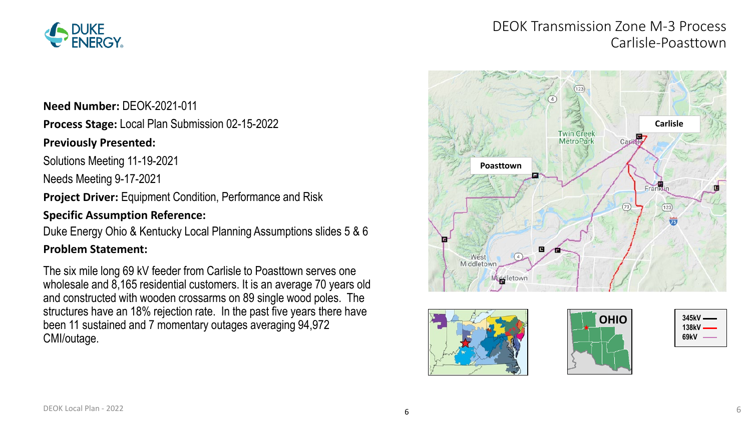# DEOK Transmission Zone M-3 Process
## Carlisle-Poasttown

**Need Number:** DEOK-2021-011

**Process Stage:** Local Plan Submission 02-15-2022

**Previously Presented:**

Solutions Meeting 11-19-2021

Needs Meeting 9-17-2021

**Project Driver:** Equipment Condition, Performance and Risk

**Specific Assumption Reference:**

Duke Energy Ohio & Kentucky Local Planning Assumptions slides 5 & 6

**Problem Statement:**

The six mile long 69 kV feeder from Carlisle to Poasttown serves one wholesale and 8,165 residential customers. It is an average 70 years old and constructed with wooden crossarms on 89 single wood poles. The structures have an 18% rejection rate. In the past five years there have been 11 sustained and 7 momentary outages averaging 94,972 CMI/outage.

DEOK Local Plan - 2022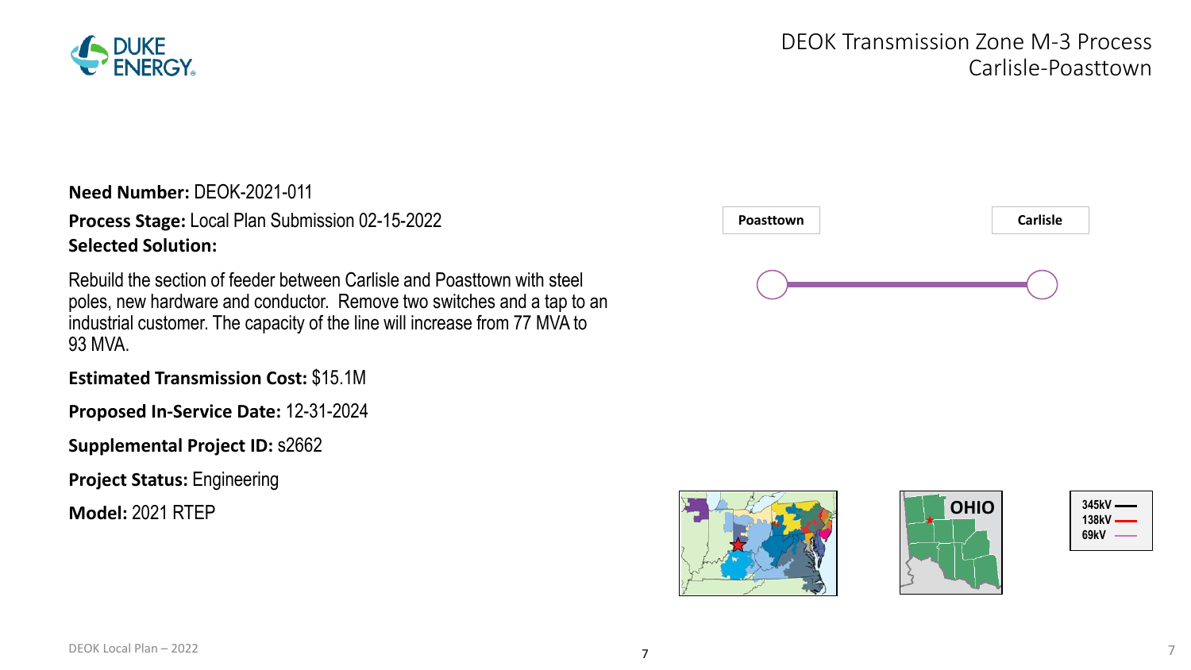# DEOK Transmission Zone M-3 Process
## Carlisle-Poasttown

**Need Number:** DEOK-2021-011

**Process Stage:** Local Plan Submission 02-15-2022

**Selected Solution:**

Rebuild the section of feeder between Carlisle and Poasttown with steel poles, new hardware and conductor. Remove two switches and a tap to an industrial customer. The capacity of the line will increase from 77 MVA to 93 MVA.

**Estimated Transmission Cost:** $15.1M

**Proposed In-Service Date:** 12-31-2024

**Supplemental Project ID:** s2662

**Project Status:** Engineering

**Model:** 2021 RTEP

Poasttown — Carlisle

OHIO

345kV
138kV
69kV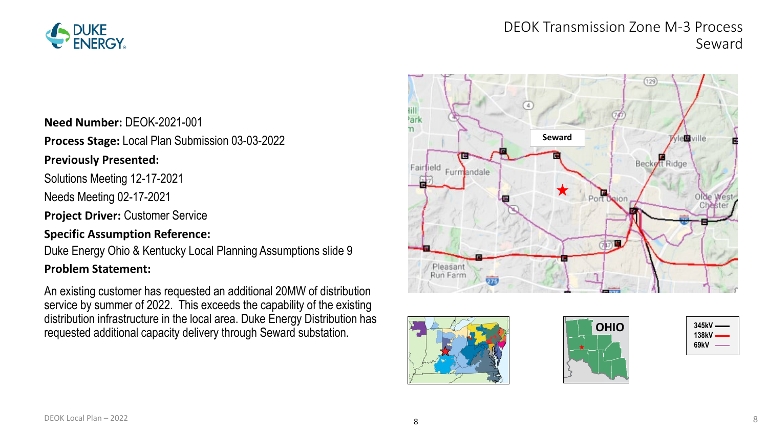# DEOK Transmission Zone M-3 Process Seward

**Need Number:** DEOK-2021-001

**Process Stage:** Local Plan Submission 03-03-2022

**Previously Presented:**

Solutions Meeting 12-17-2021

Needs Meeting 02-17-2021

**Project Driver:** Customer Service

**Specific Assumption Reference:**

Duke Energy Ohio & Kentucky Local Planning Assumptions slide 9

**Problem Statement:**

An existing customer has requested an additional 20MW of distribution service by summer of 2022. This exceeds the capability of the existing distribution infrastructure in the local area. Duke Energy Distribution has requested additional capacity delivery through Seward substation.

| 345kV | 138kV | 69kV |
|---|---|---|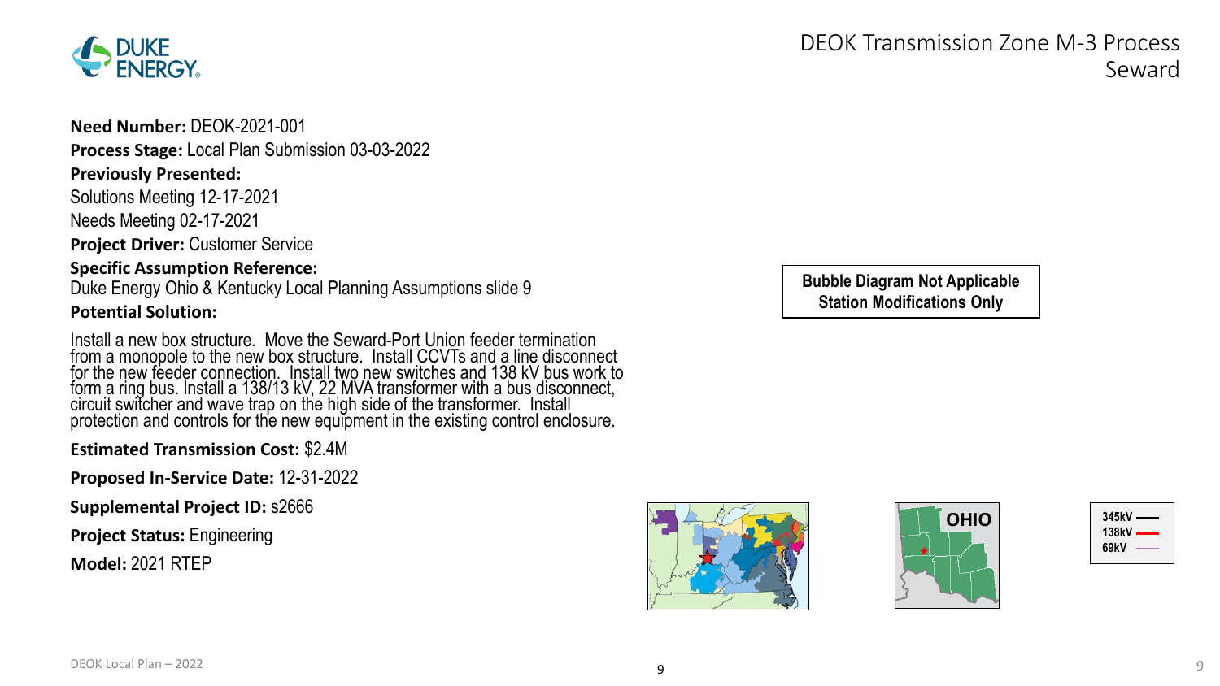# DEOK Transmission Zone M-3 Process Seward

**Need Number:** DEOK-2021-001

**Process Stage:** Local Plan Submission 03-03-2022

**Previously Presented:**

Solutions Meeting 12-17-2021

Needs Meeting 02-17-2021

**Project Driver:** Customer Service

**Specific Assumption Reference:**

Duke Energy Ohio & Kentucky Local Planning Assumptions slide 9

**Potential Solution:**

Install a new box structure. Move the Seward-Port Union feeder termination from a monopole to the new box structure. Install CCVTs and a line disconnect for the new feeder connection. Install two new switches and 138 kV bus work to form a ring bus. Install a 138/13 kV, 22 MVA transformer with a bus disconnect, circuit switcher and wave trap on the high side of the transformer. Install protection and controls for the new equipment in the existing control enclosure.

**Estimated Transmission Cost:** $2.4M

**Proposed In-Service Date:** 12-31-2022

**Supplemental Project ID:** s2666

**Project Status:** Engineering

**Model:** 2021 RTEP

**Bubble Diagram Not Applicable**
**Station Modifications Only**

OHIO

345kV
138kV
69kV

DEOK Local Plan – 2022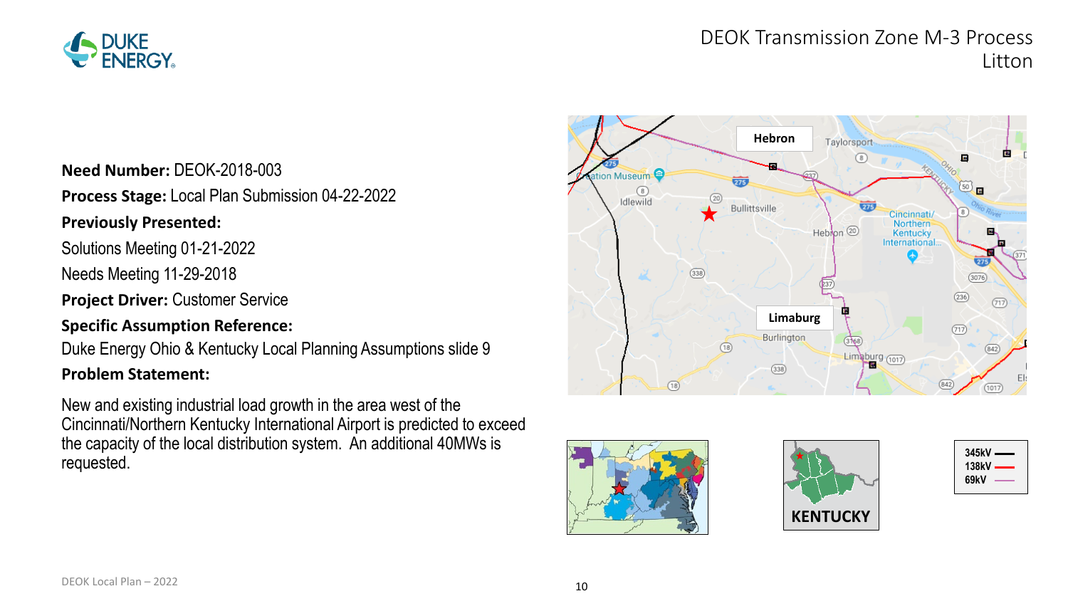# DEOK Transmission Zone M-3 Process
## Litton

**Need Number:** DEOK-2018-003

**Process Stage:** Local Plan Submission 04-22-2022

**Previously Presented:**

Solutions Meeting 01-21-2022

Needs Meeting 11-29-2018

**Project Driver:** Customer Service

**Specific Assumption Reference:**

Duke Energy Ohio & Kentucky Local Planning Assumptions slide 9

**Problem Statement:**

New and existing industrial load growth in the area west of the Cincinnati/Northern Kentucky International Airport is predicted to exceed the capacity of the local distribution system. An additional 40MWs is requested.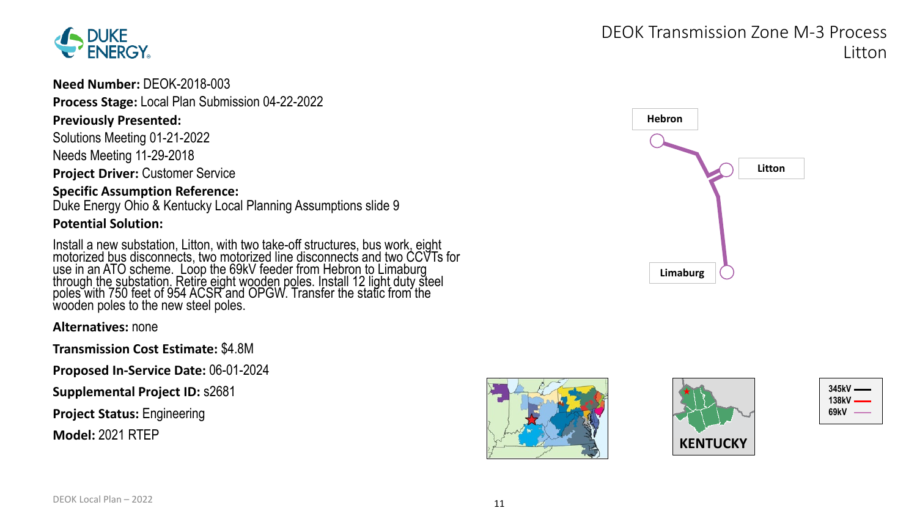# DEOK Transmission Zone M-3 Process
## Litton

**Need Number:** DEOK-2018-003

**Process Stage:** Local Plan Submission 04-22-2022

**Previously Presented:**

Solutions Meeting 01-21-2022

Needs Meeting 11-29-2018

**Project Driver:** Customer Service

**Specific Assumption Reference:**

Duke Energy Ohio & Kentucky Local Planning Assumptions slide 9

**Potential Solution:**

Install a new substation, Litton, with two take-off structures, bus work, eight motorized bus disconnects, two motorized line disconnects and two CCVTs for use in an ATO scheme. Loop the 69kV feeder from Hebron to Limaburg through the substation. Retire eight wooden poles. Install 12 light duty steel poles with 750 feet of 954 ACSR and OPGW. Transfer the static from the wooden poles to the new steel poles.

**Alternatives:** none

**Transmission Cost Estimate:** $4.8M

**Proposed In-Service Date:** 06-01-2024

**Supplemental Project ID:** s2681

**Project Status:** Engineering

**Model:** 2021 RTEP

Hebron

Litton

Limaburg

KENTUCKY

345kV

138kV

69kV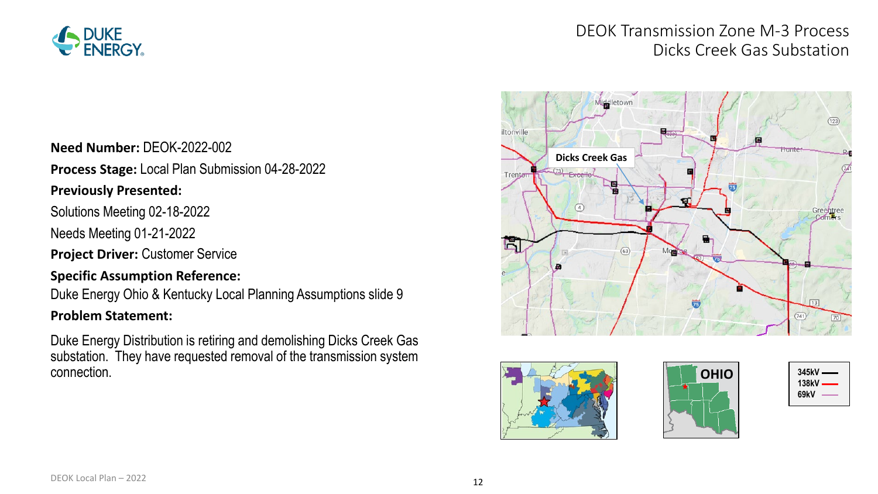# DEOK Transmission Zone M-3 Process
## Dicks Creek Gas Substation

**Need Number:** DEOK-2022-002

**Process Stage:** Local Plan Submission 04-28-2022

**Previously Presented:**

Solutions Meeting 02-18-2022

Needs Meeting 01-21-2022

**Project Driver:** Customer Service

**Specific Assumption Reference:**

Duke Energy Ohio & Kentucky Local Planning Assumptions slide 9

**Problem Statement:**

Duke Energy Distribution is retiring and demolishing Dicks Creek Gas substation. They have requested removal of the transmission system connection.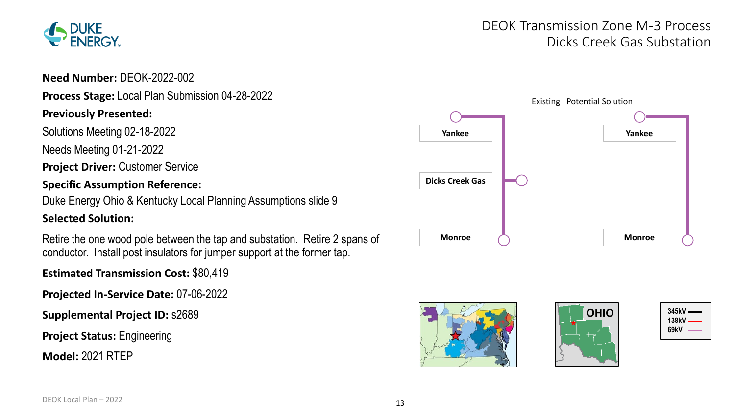# DEOK Transmission Zone M-3 Process
## Dicks Creek Gas Substation

**Need Number:** DEOK-2022-002

**Process Stage:** Local Plan Submission 04-28-2022

**Previously Presented:**

Solutions Meeting 02-18-2022

Needs Meeting 01-21-2022

**Project Driver:** Customer Service

**Specific Assumption Reference:**

Duke Energy Ohio & Kentucky Local Planning Assumptions slide 9

**Selected Solution:**

Retire the one wood pole between the tap and substation. Retire 2 spans of conductor. Install post insulators for jumper support at the former tap.

**Estimated Transmission Cost:** $80,419

**Projected In-Service Date:** 07-06-2022

**Supplemental Project ID:** s2689

**Project Status:** Engineering

**Model:** 2021 RTEP

Existing | Potential Solution

Yankee

Dicks Creek Gas

Monroe

Yankee

Monroe

OHIO

345kV
138kV
69kV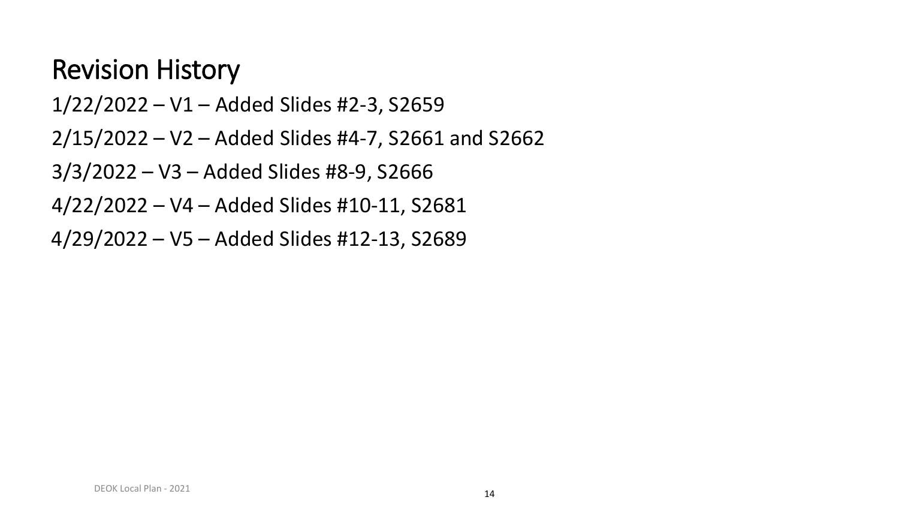# Revision History

1/22/2022 – V1 – Added Slides #2-3, S2659

2/15/2022 – V2 – Added Slides #4-7, S2661 and S2662

3/3/2022 – V3 – Added Slides #8-9, S2666

4/22/2022 – V4 – Added Slides #10-11, S2681

4/29/2022 – V5 – Added Slides #12-13, S2689